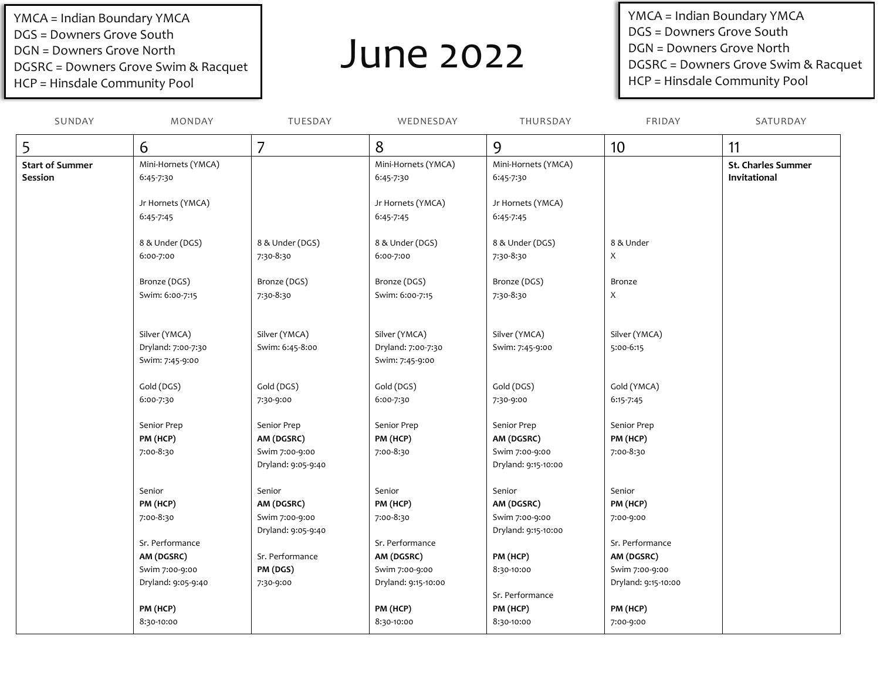YMCA = Indian Boundary YMCA
DGS = Downers Grove South
DGN = Downers Grove North
DGSRC = Downers Grove Swim & Racquet
HCP = Hinsdale Community Pool

# June 2022

| SUNDAY | MONDAY | TUESDAY | WEDNESDAY | THURSDAY | FRIDAY | SATURDAY |
|---|---|---|---|---|---|---|
| 5 | 6 | 7 | 8 | 9 | 10 | 11 |
| **Start of Summer Session** | Mini-Hornets (YMCA) 6:45-7:30<br><br>Jr Hornets (YMCA) 6:45-7:45<br><br>8 & Under (DGS) 6:00-7:00<br><br>Bronze (DGS) Swim: 6:00-7:15<br><br>Silver (YMCA) Dryland: 7:00-7:30 Swim: 7:45-9:00<br><br>Gold (DGS) 6:00-7:30<br><br>Senior Prep **PM (HCP)** 7:00-8:30<br><br>Senior **PM (HCP)** 7:00-8:30<br><br>Sr. Performance **AM (DGSRC)** Swim 7:00-9:00 Dryland: 9:05-9:40<br><br>**PM (HCP)** 8:30-10:00 | 8 & Under (DGS) 7:30-8:30<br><br>Bronze (DGS) 7:30-8:30<br><br>Silver (YMCA) Swim: 6:45-8:00<br><br>Gold (DGS) 7:30-9:00<br><br>Senior Prep **AM (DGSRC)** Swim 7:00-9:00 Dryland: 9:05-9:40<br><br>Senior **AM (DGSRC)** Swim 7:00-9:00 Dryland: 9:05-9:40<br><br>Sr. Performance **PM (DGS)** 7:30-9:00 | Mini-Hornets (YMCA) 6:45-7:30<br><br>Jr Hornets (YMCA) 6:45-7:45<br><br>8 & Under (DGS) 6:00-7:00<br><br>Bronze (DGS) Swim: 6:00-7:15<br><br>Silver (YMCA) Dryland: 7:00-7:30 Swim: 7:45-9:00<br><br>Gold (DGS) 6:00-7:30<br><br>Senior Prep **PM (HCP)** 7:00-8:30<br><br>Senior **PM (HCP)** 7:00-8:30<br><br>Sr. Performance **AM (DGSRC)** Swim 7:00-9:00 Dryland: 9:15-10:00<br><br>**PM (HCP)** 8:30-10:00 | Mini-Hornets (YMCA) 6:45-7:30<br><br>Jr Hornets (YMCA) 6:45-7:45<br><br>8 & Under (DGS) 7:30-8:30<br><br>Bronze (DGS) 7:30-8:30<br><br>Silver (YMCA) Swim: 7:45-9:00<br><br>Gold (DGS) 7:30-9:00<br><br>Senior Prep **AM (DGSRC)** Swim 7:00-9:00 Dryland: 9:15-10:00<br><br>Senior **AM (DGSRC)** Swim 7:00-9:00 Dryland: 9:15-10:00<br><br>**PM (HCP)** 8:30-10:00<br><br>Sr. Performance **PM (HCP)** 8:30-10:00 | 8 & Under X<br><br>Bronze X<br><br>Silver (YMCA) 5:00-6:15<br><br>Gold (YMCA) 6:15-7:45<br><br>Senior Prep **PM (HCP)** 7:00-8:30<br><br>Senior **PM (HCP)** 7:00-9:00<br><br>Sr. Performance **AM (DGSRC)** Swim 7:00-9:00 Dryland: 9:15-10:00<br><br>**PM (HCP)** 7:00-9:00 | **St. Charles Summer Invitational** |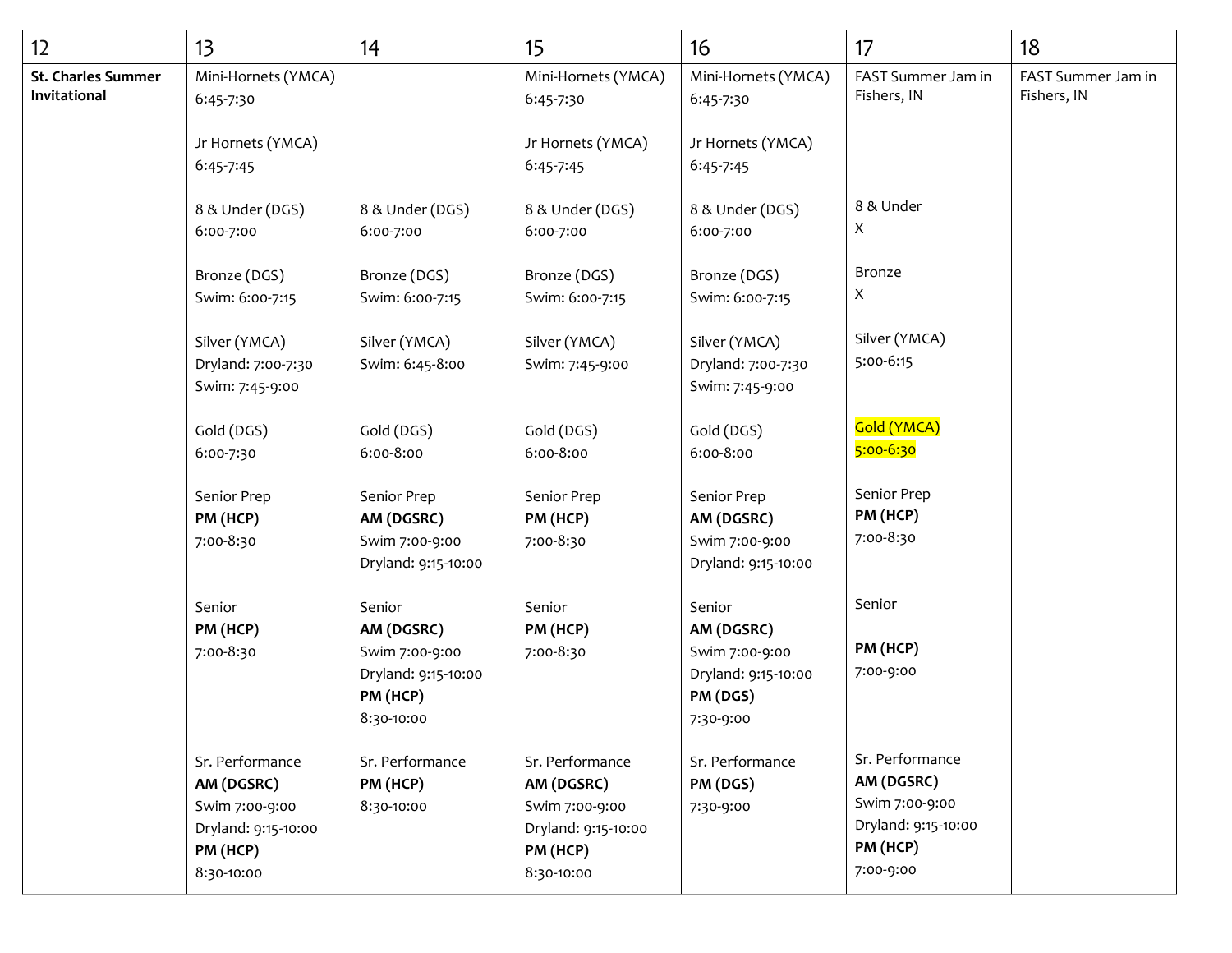| 12 | 13 | 14 | 15 | 16 | 17 | 18 |
|---|---|---|---|---|---|---|
| **St. Charles Summer Invitational** | Mini-Hornets (YMCA)<br>6:45-7:30<br><br>Jr Hornets (YMCA)<br>6:45-7:45<br><br>8 & Under (DGS)<br>6:00-7:00<br><br>Bronze (DGS)<br>Swim: 6:00-7:15<br><br>Silver (YMCA)<br>Dryland: 7:00-7:30<br>Swim: 7:45-9:00<br><br>Gold (DGS)<br>6:00-7:30<br><br>Senior Prep<br>**PM (HCP)**<br>7:00-8:30<br><br>Senior<br>**PM (HCP)**<br>7:00-8:30<br><br>Sr. Performance<br>**AM (DGSRC)**<br>Swim 7:00-9:00<br>Dryland: 9:15-10:00<br>**PM (HCP)**<br>8:30-10:00 | 8 & Under (DGS)<br>6:00-7:00<br><br>Bronze (DGS)<br>Swim: 6:00-7:15<br><br>Silver (YMCA)<br>Swim: 6:45-8:00<br><br>Gold (DGS)<br>6:00-8:00<br><br>Senior Prep<br>**AM (DGSRC)**<br>Swim 7:00-9:00<br>Dryland: 9:15-10:00<br><br>Senior<br>**AM (DGSRC)**<br>Swim 7:00-9:00<br>Dryland: 9:15-10:00<br>**PM (HCP)**<br>8:30-10:00<br><br>Sr. Performance<br>**PM (HCP)**<br>8:30-10:00 | Mini-Hornets (YMCA)<br>6:45-7:30<br><br>Jr Hornets (YMCA)<br>6:45-7:45<br><br>8 & Under (DGS)<br>6:00-7:00<br><br>Bronze (DGS)<br>Swim: 6:00-7:15<br><br>Silver (YMCA)<br>Swim: 7:45-9:00<br><br>Gold (DGS)<br>6:00-8:00<br><br>Senior Prep<br>**PM (HCP)**<br>7:00-8:30<br><br>Senior<br>**PM (HCP)**<br>7:00-8:30<br><br>Sr. Performance<br>**AM (DGSRC)**<br>Swim 7:00-9:00<br>Dryland: 9:15-10:00<br>**PM (HCP)**<br>8:30-10:00 | Mini-Hornets (YMCA)<br>6:45-7:30<br><br>Jr Hornets (YMCA)<br>6:45-7:45<br><br>8 & Under (DGS)<br>6:00-7:00<br><br>Bronze (DGS)<br>Swim: 6:00-7:15<br><br>Silver (YMCA)<br>Dryland: 7:00-7:30<br>Swim: 7:45-9:00<br><br>Gold (DGS)<br>6:00-8:00<br><br>Senior Prep<br>**AM (DGSRC)**<br>Swim 7:00-9:00<br>Dryland: 9:15-10:00<br><br>Senior<br>**AM (DGSRC)**<br>Swim 7:00-9:00<br>Dryland: 9:15-10:00<br>**PM (DGS)**<br>7:30-9:00<br><br>Sr. Performance<br>**PM (DGS)**<br>7:30-9:00 | FAST Summer Jam in Fishers, IN<br><br>8 & Under<br>X<br><br>Bronze<br>X<br><br>Silver (YMCA)<br>5:00-6:15<br><br>Gold (YMCA)<br>5:00-6:30<br><br>Senior Prep<br>**PM (HCP)**<br>7:00-8:30<br><br>Senior<br>**PM (HCP)**<br>7:00-9:00<br><br>Sr. Performance<br>**AM (DGSRC)**<br>Swim 7:00-9:00<br>Dryland: 9:15-10:00<br>**PM (HCP)**<br>7:00-9:00 | FAST Summer Jam in Fishers, IN |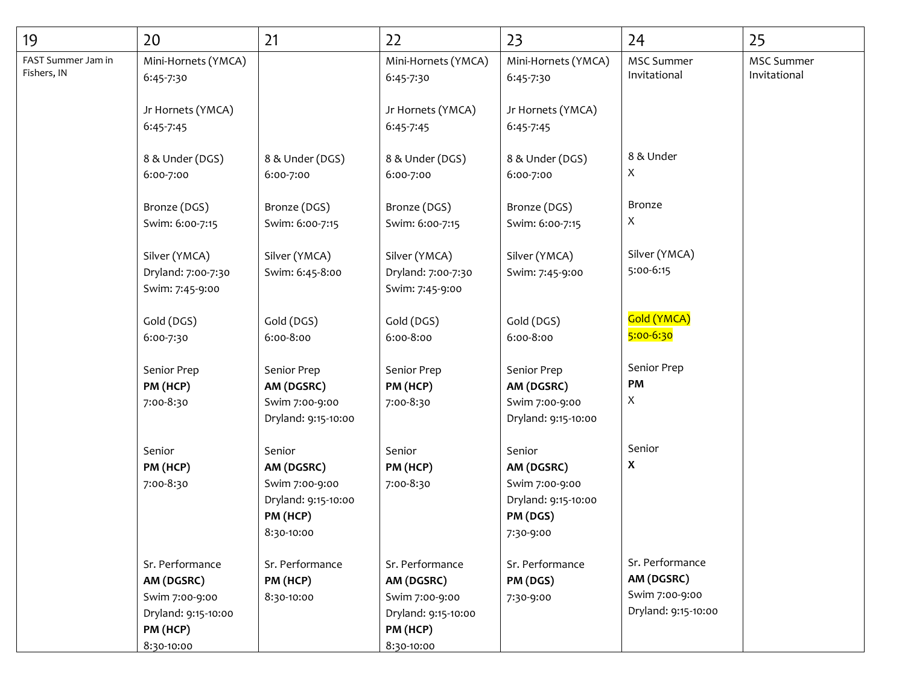| 19 | 20 | 21 | 22 | 23 | 24 | 25 |
|---|---|---|---|---|---|---|
| FAST Summer Jam in Fishers, IN | Mini-Hornets (YMCA)<br>6:45-7:30<br><br>Jr Hornets (YMCA)<br>6:45-7:45<br><br>8 & Under (DGS)<br>6:00-7:00<br><br>Bronze (DGS)<br>Swim: 6:00-7:15<br><br>Silver (YMCA)<br>Dryland: 7:00-7:30<br>Swim: 7:45-9:00<br><br>Gold (DGS)<br>6:00-7:30<br><br>Senior Prep<br>**PM (HCP)**<br>7:00-8:30<br><br>Senior<br>**PM (HCP)**<br>7:00-8:30<br><br>Sr. Performance<br>**AM (DGSRC)**<br>Swim 7:00-9:00<br>Dryland: 9:15-10:00<br>**PM (HCP)**<br>8:30-10:00 | 8 & Under (DGS)<br>6:00-7:00<br><br>Bronze (DGS)<br>Swim: 6:00-7:15<br><br>Silver (YMCA)<br>Swim: 6:45-8:00<br><br>Gold (DGS)<br>6:00-8:00<br><br>Senior Prep<br>**AM (DGSRC)**<br>Swim 7:00-9:00<br>Dryland: 9:15-10:00<br><br>Senior<br>**AM (DGSRC)**<br>Swim 7:00-9:00<br>Dryland: 9:15-10:00<br>**PM (HCP)**<br>8:30-10:00<br><br>Sr. Performance<br>**PM (HCP)**<br>8:30-10:00 | Mini-Hornets (YMCA)<br>6:45-7:30<br><br>Jr Hornets (YMCA)<br>6:45-7:45<br><br>8 & Under (DGS)<br>6:00-7:00<br><br>Bronze (DGS)<br>Swim: 6:00-7:15<br><br>Silver (YMCA)<br>Dryland: 7:00-7:30<br>Swim: 7:45-9:00<br><br>Gold (DGS)<br>6:00-8:00<br><br>Senior Prep<br>**PM (HCP)**<br>7:00-8:30<br><br>Senior<br>**PM (HCP)**<br>7:00-8:30<br><br>Sr. Performance<br>**AM (DGSRC)**<br>Swim 7:00-9:00<br>Dryland: 9:15-10:00<br>**PM (HCP)**<br>8:30-10:00 | Mini-Hornets (YMCA)<br>6:45-7:30<br><br>Jr Hornets (YMCA)<br>6:45-7:45<br><br>8 & Under (DGS)<br>6:00-7:00<br><br>Bronze (DGS)<br>Swim: 6:00-7:15<br><br>Silver (YMCA)<br>Swim: 7:45-9:00<br><br>Gold (DGS)<br>6:00-8:00<br><br>Senior Prep<br>**AM (DGSRC)**<br>Swim 7:00-9:00<br>Dryland: 9:15-10:00<br><br>Senior<br>**AM (DGSRC)**<br>Swim 7:00-9:00<br>Dryland: 9:15-10:00<br>**PM (DGS)**<br>7:30-9:00<br><br>Sr. Performance<br>**PM (DGS)**<br>7:30-9:00 | MSC Summer Invitational<br><br>8 & Under<br>X<br><br>Bronze<br>X<br><br>Silver (YMCA)<br>5:00-6:15<br><br>Gold (YMCA)<br>5:00-6:30<br><br>Senior Prep<br>**PM**<br>X<br><br>Senior<br>**X**<br><br>Sr. Performance<br>**AM (DGSRC)**<br>Swim 7:00-9:00<br>Dryland: 9:15-10:00 | MSC Summer Invitational |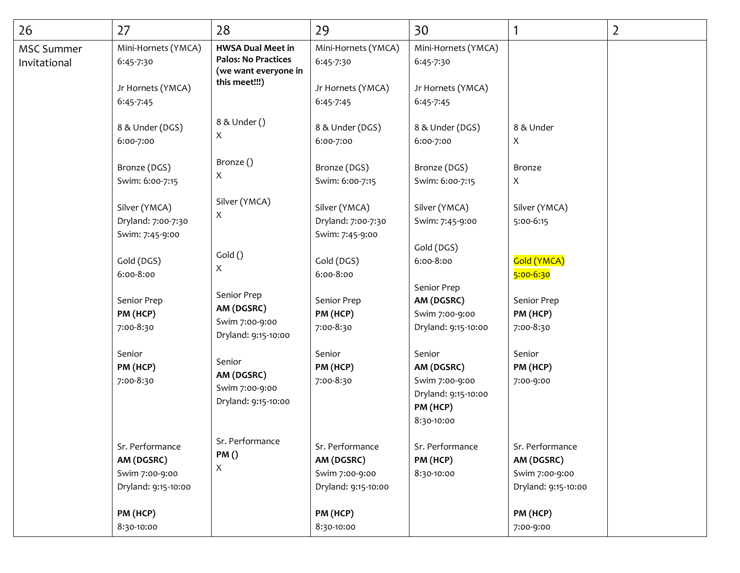| 26 | 27 | 28 | 29 | 30 | 1 | 2 |
|---|---|---|---|---|---|---|
| MSC Summer Invitational | Mini-Hornets (YMCA)<br>6:45-7:30<br><br>Jr Hornets (YMCA)<br>6:45-7:45<br><br>8 & Under (DGS)<br>6:00-7:00<br><br>Bronze (DGS)<br>Swim: 6:00-7:15<br><br>Silver (YMCA)<br>Dryland: 7:00-7:30<br>Swim: 7:45-9:00<br><br>Gold (DGS)<br>6:00-8:00<br><br>Senior Prep<br>**PM (HCP)**<br>7:00-8:30<br><br>Senior<br>**PM (HCP)**<br>7:00-8:30<br><br>Sr. Performance<br>**AM (DGSRC)**<br>Swim 7:00-9:00<br>Dryland: 9:15-10:00<br><br>**PM (HCP)**<br>8:30-10:00 | **HWSA Dual Meet in Palos: No Practices (we want everyone in this meet!!!)**<br><br>8 & Under ()<br>X<br><br>Bronze ()<br>X<br><br>Silver (YMCA)<br>X<br><br>Gold ()<br>X<br><br>Senior Prep<br>**AM (DGSRC)**<br>Swim 7:00-9:00<br>Dryland: 9:15-10:00<br><br>Senior<br>**AM (DGSRC)**<br>Swim 7:00-9:00<br>Dryland: 9:15-10:00<br><br>Sr. Performance<br>**PM ()**<br>X | Mini-Hornets (YMCA)<br>6:45-7:30<br><br>Jr Hornets (YMCA)<br>6:45-7:45<br><br>8 & Under (DGS)<br>6:00-7:00<br><br>Bronze (DGS)<br>Swim: 6:00-7:15<br><br>Silver (YMCA)<br>Dryland: 7:00-7:30<br>Swim: 7:45-9:00<br><br>Gold (DGS)<br>6:00-8:00<br><br>Senior Prep<br>**PM (HCP)**<br>7:00-8:30<br><br>Senior<br>**PM (HCP)**<br>7:00-8:30<br><br>Sr. Performance<br>**AM (DGSRC)**<br>Swim 7:00-9:00<br>Dryland: 9:15-10:00<br><br>**PM (HCP)**<br>8:30-10:00 | Mini-Hornets (YMCA)<br>6:45-7:30<br><br>Jr Hornets (YMCA)<br>6:45-7:45<br><br>8 & Under (DGS)<br>6:00-7:00<br><br>Bronze (DGS)<br>Swim: 6:00-7:15<br><br>Silver (YMCA)<br>Swim: 7:45-9:00<br><br>Gold (DGS)<br>6:00-8:00<br><br>Senior Prep<br>**AM (DGSRC)**<br>Swim 7:00-9:00<br>Dryland: 9:15-10:00<br><br>Senior<br>**AM (DGSRC)**<br>Swim 7:00-9:00<br>Dryland: 9:15-10:00<br>**PM (HCP)**<br>8:30-10:00<br><br>Sr. Performance<br>**PM (HCP)**<br>8:30-10:00 | 8 & Under<br>X<br><br>Bronze<br>X<br><br>Silver (YMCA)<br>5:00-6:15<br><br>Gold (YMCA)<br>5:00-6:30<br><br>Senior Prep<br>**PM (HCP)**<br>7:00-8:30<br><br>Senior<br>**PM (HCP)**<br>7:00-9:00<br><br>Sr. Performance<br>**AM (DGSRC)**<br>Swim 7:00-9:00<br>Dryland: 9:15-10:00<br><br>**PM (HCP)**<br>7:00-9:00 | |